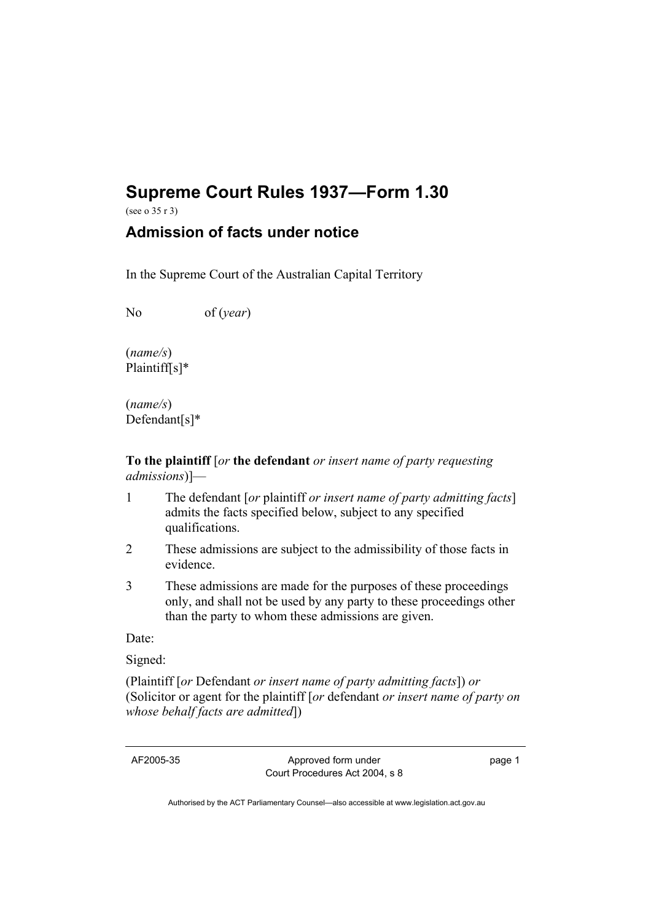# Supreme Court Rules 1937—Form 1.30

(see o 35 r 3)

## Admission of facts under notice

In the Supreme Court of the Australian Capital Territory

No of (*year*)

(*name/s*)
Plaintiff[s]*

(*name/s*)
Defendant[s]*

**To the plaintiff** [*or* **the defendant** *or insert name of party requesting admissions*)]—

1 The defendant [*or* plaintiff *or insert name of party admitting facts*] admits the facts specified below, subject to any specified qualifications.

2 These admissions are subject to the admissibility of those facts in evidence.

3 These admissions are made for the purposes of these proceedings only, and shall not be used by any party to these proceedings other than the party to whom these admissions are given.

Date:

Signed:

(Plaintiff [*or* Defendant *or insert name of party admitting facts*]) *or*
(Solicitor or agent for the plaintiff [*or* defendant *or insert name of party on whose behalf facts are admitted*])

AF2005-35 Approved form under Court Procedures Act 2004, s 8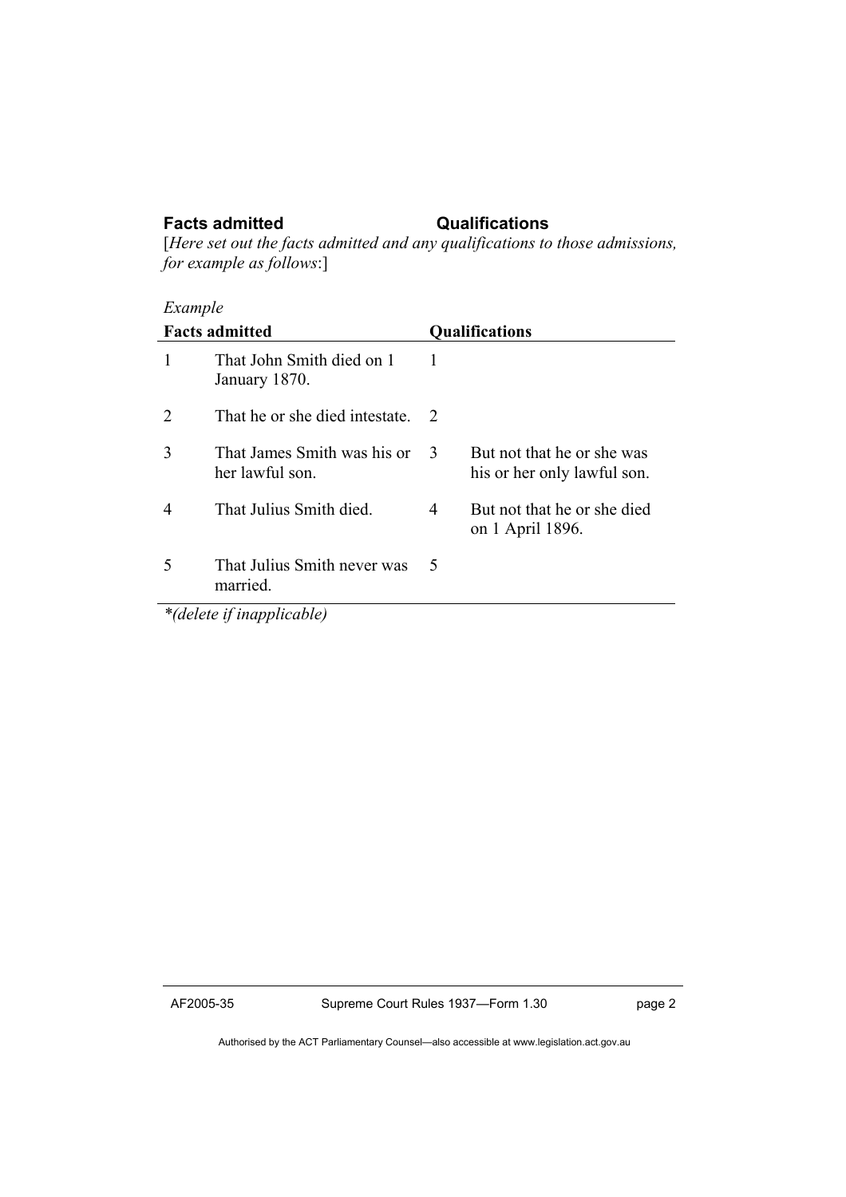**Facts admitted** **Qualifications**

[*Here set out the facts admitted and any qualifications to those admissions, for example as follows*:]

*Example*

| **Facts admitted** | | **Qualifications** | |
|---|---|---|---|
| 1 | That John Smith died on 1 January 1870. | 1 | |
| 2 | That he or she died intestate. | 2 | |
| 3 | That James Smith was his or her lawful son. | 3 | But not that he or she was his or her only lawful son. |
| 4 | That Julius Smith died. | 4 | But not that he or she died on 1 April 1896. |
| 5 | That Julius Smith never was married. | 5 | |

*\*(delete if inapplicable)*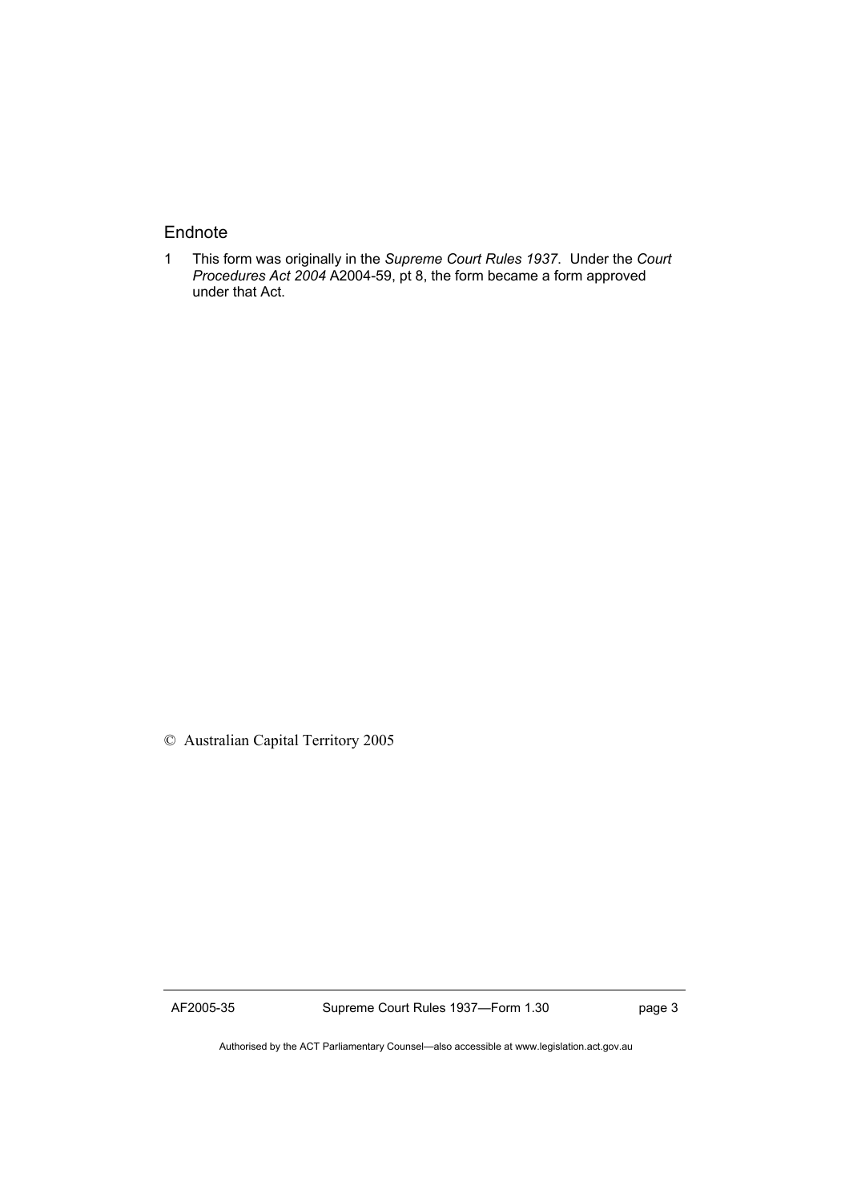## Endnote

1 This form was originally in the *Supreme Court Rules 1937*. Under the *Court Procedures Act 2004* A2004-59, pt 8, the form became a form approved under that Act.

© Australian Capital Territory 2005